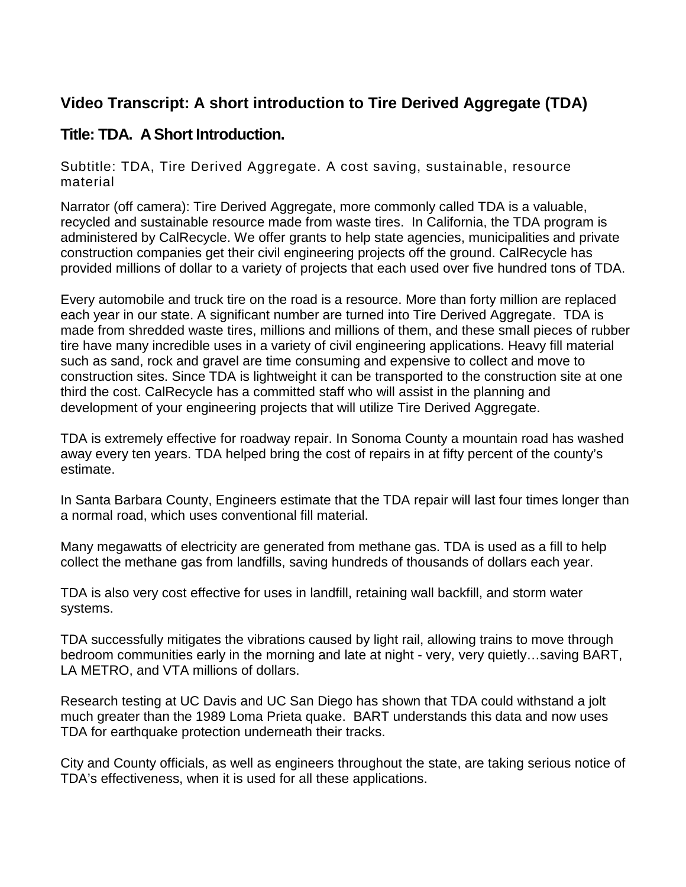## Video Transcript: A short introduction to Tire Derived Aggregate (TDA)

### Title: TDA. A Short Introduction.

Subtitle: TDA, Tire Derived Aggregate. A cost saving, sustainable, resource material

Narrator (off camera): Tire Derived Aggregate, more commonly called TDA is a valuable, recycled and sustainable resource made from waste tires. In California, the TDA program is administered by CalRecycle. We offer grants to help state agencies, municipalities and private construction companies get their civil engineering projects off the ground. CalRecycle has provided millions of dollar to a variety of projects that each used over five hundred tons of TDA.

Every automobile and truck tire on the road is a resource. More than forty million are replaced each year in our state. A significant number are turned into Tire Derived Aggregate. TDA is made from shredded waste tires, millions and millions of them, and these small pieces of rubber tire have many incredible uses in a variety of civil engineering applications. Heavy fill material such as sand, rock and gravel are time consuming and expensive to collect and move to construction sites. Since TDA is lightweight it can be transported to the construction site at one third the cost. CalRecycle has a committed staff who will assist in the planning and development of your engineering projects that will utilize Tire Derived Aggregate.

TDA is extremely effective for roadway repair. In Sonoma County a mountain road has washed away every ten years. TDA helped bring the cost of repairs in at fifty percent of the county's estimate.

In Santa Barbara County, Engineers estimate that the TDA repair will last four times longer than a normal road, which uses conventional fill material.

Many megawatts of electricity are generated from methane gas. TDA is used as a fill to help collect the methane gas from landfills, saving hundreds of thousands of dollars each year.

TDA is also very cost effective for uses in landfill, retaining wall backfill, and storm water systems.

TDA successfully mitigates the vibrations caused by light rail, allowing trains to move through bedroom communities early in the morning and late at night - very, very quietly…saving BART, LA METRO, and VTA millions of dollars.

Research testing at UC Davis and UC San Diego has shown that TDA could withstand a jolt much greater than the 1989 Loma Prieta quake. BART understands this data and now uses TDA for earthquake protection underneath their tracks.

City and County officials, as well as engineers throughout the state, are taking serious notice of TDA's effectiveness, when it is used for all these applications.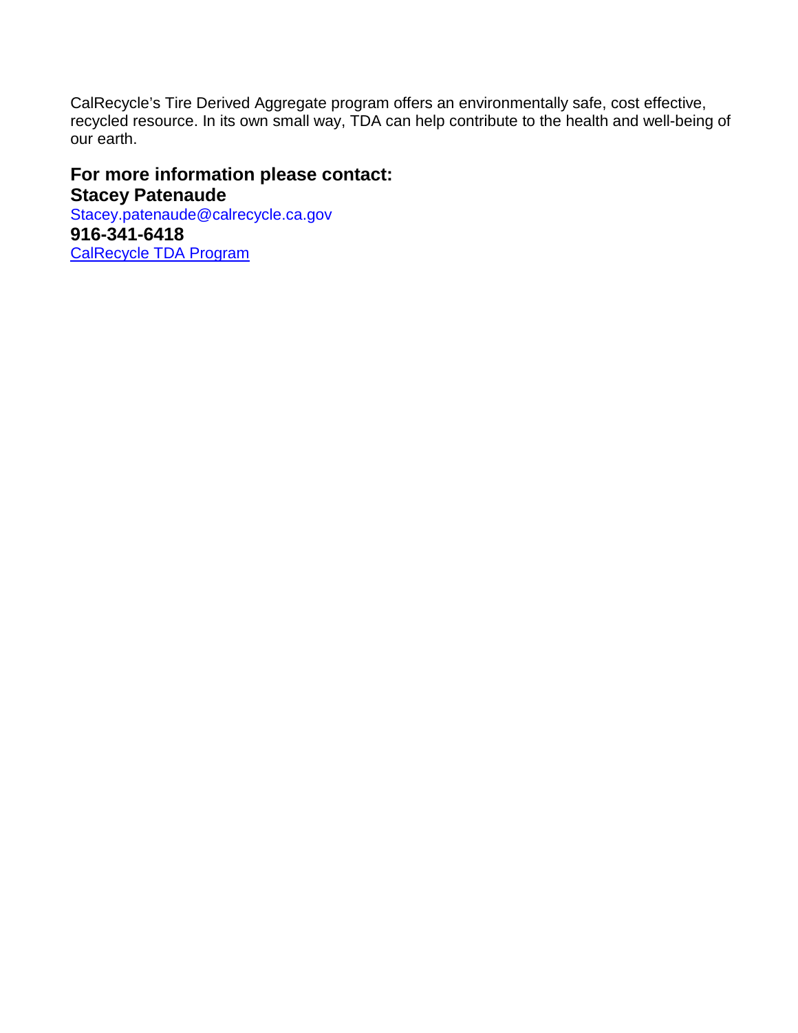CalRecycle’s Tire Derived Aggregate program offers an environmentally safe, cost effective, recycled resource. In its own small way, TDA can help contribute to the health and well-being of our earth.

### For more information please contact:

**Stacey Patenaude**

Stacey.patenaude@calrecycle.ca.gov

**916-341-6418**

CalRecycle TDA Program